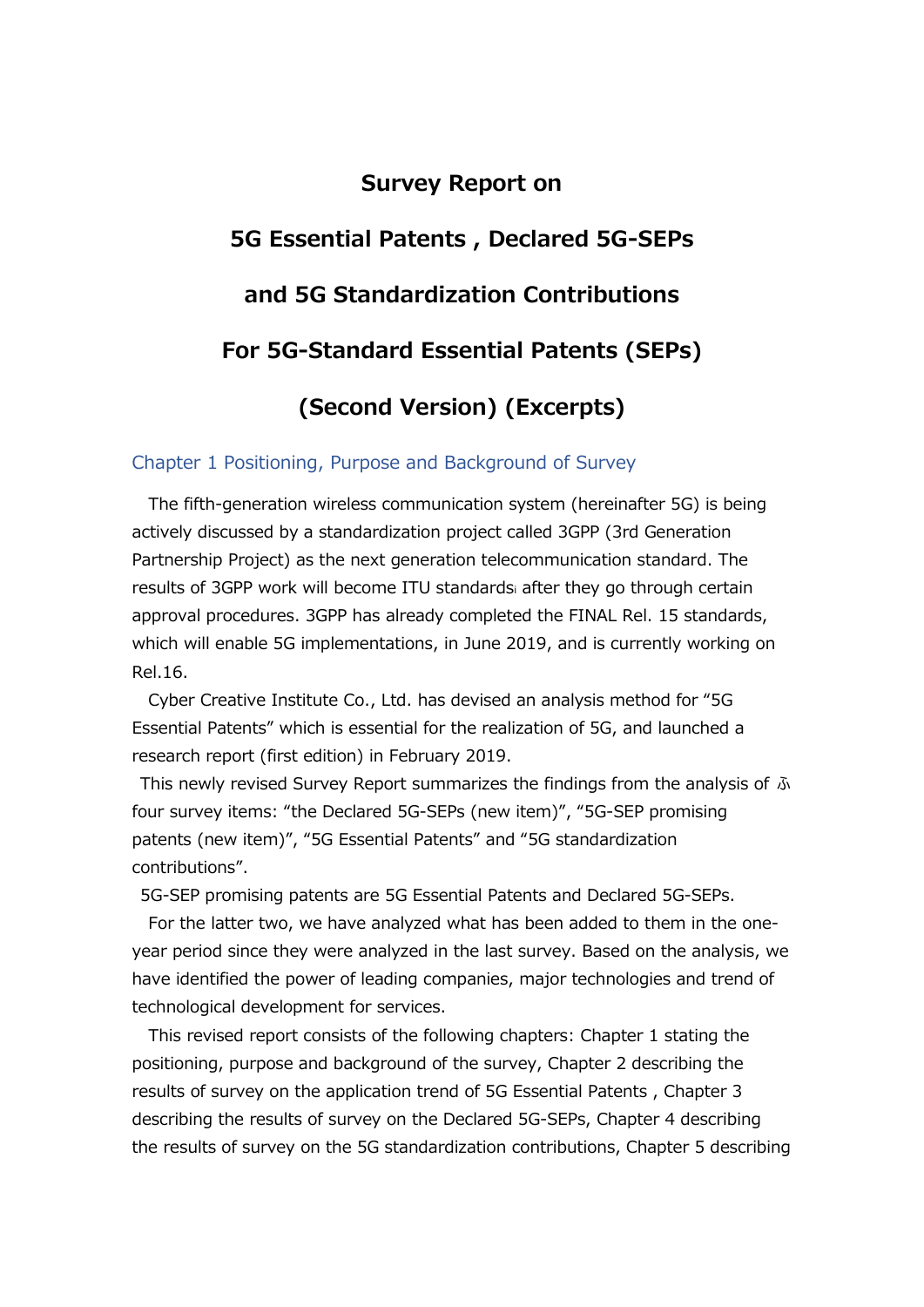# Survey Report on

# 5G Essential Patents , Declared 5G-SEPs

# and 5G Standardization Contributions

# For 5G-Standard Essential Patents (SEPs)

# (Second Version) (Excerpts)

## Chapter 1 Positioning, Purpose and Background of Survey

The fifth-generation wireless communication system (hereinafter 5G) is being actively discussed by a standardization project called 3GPP (3rd Generation Partnership Project) as the next generation telecommunication standard. The results of 3GPP work will become ITU standards[i] after they go through certain approval procedures. 3GPP has already completed the FINAL Rel. 15 standards, which will enable 5G implementations, in June 2019, and is currently working on Rel.16.

Cyber Creative Institute Co., Ltd. has devised an analysis method for "5G Essential Patents" which is essential for the realization of 5G, and launched a research report (first edition) in February 2019.

This newly revised Survey Report summarizes the findings from the analysis of ふ four survey items: "the Declared 5G-SEPs (new item)", "5G-SEP promising patents (new item)", "5G Essential Patents" and "5G standardization contributions".

5G-SEP promising patents are 5G Essential Patents and Declared 5G-SEPs.

For the latter two, we have analyzed what has been added to them in the one-year period since they were analyzed in the last survey. Based on the analysis, we have identified the power of leading companies, major technologies and trend of technological development for services.

This revised report consists of the following chapters: Chapter 1 stating the positioning, purpose and background of the survey, Chapter 2 describing the results of survey on the application trend of 5G Essential Patents , Chapter 3 describing the results of survey on the Declared 5G-SEPs, Chapter 4 describing the results of survey on the 5G standardization contributions, Chapter 5 describing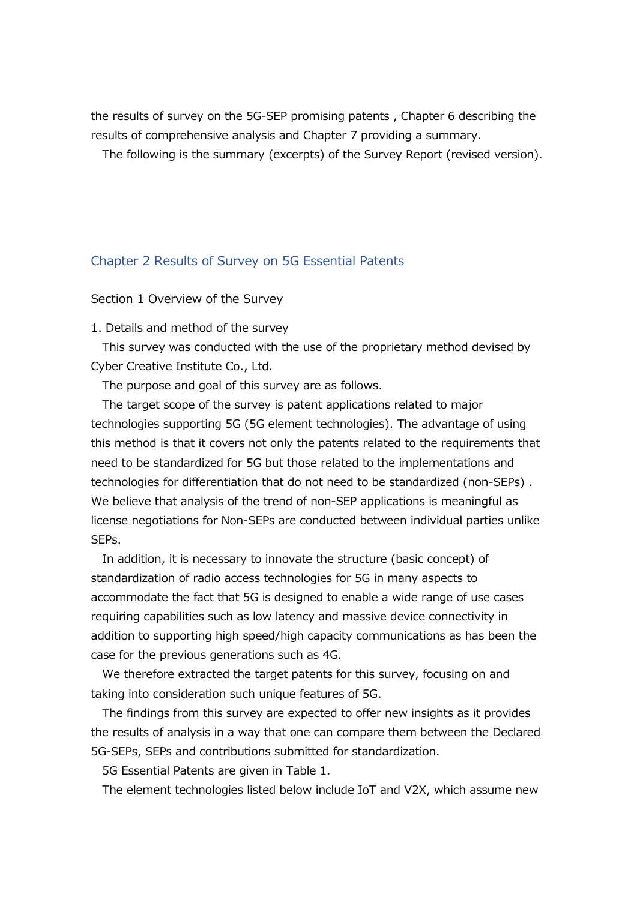the results of survey on the 5G-SEP promising patents , Chapter 6 describing the results of comprehensive analysis and Chapter 7 providing a summary.

The following is the summary (excerpts) of the Survey Report (revised version).

## Chapter 2 Results of Survey on 5G Essential Patents

### Section 1 Overview of the Survey

1. Details and method of the survey

This survey was conducted with the use of the proprietary method devised by Cyber Creative Institute Co., Ltd.

The purpose and goal of this survey are as follows.

The target scope of the survey is patent applications related to major technologies supporting 5G (5G element technologies). The advantage of using this method is that it covers not only the patents related to the requirements that need to be standardized for 5G but those related to the implementations and technologies for differentiation that do not need to be standardized (non-SEPs) . We believe that analysis of the trend of non-SEP applications is meaningful as license negotiations for Non-SEPs are conducted between individual parties unlike SEPs.

In addition, it is necessary to innovate the structure (basic concept) of standardization of radio access technologies for 5G in many aspects to accommodate the fact that 5G is designed to enable a wide range of use cases requiring capabilities such as low latency and massive device connectivity in addition to supporting high speed/high capacity communications as has been the case for the previous generations such as 4G.

We therefore extracted the target patents for this survey, focusing on and taking into consideration such unique features of 5G.

The findings from this survey are expected to offer new insights as it provides the results of analysis in a way that one can compare them between the Declared 5G-SEPs, SEPs and contributions submitted for standardization.

5G Essential Patents are given in Table 1.

The element technologies listed below include IoT and V2X, which assume new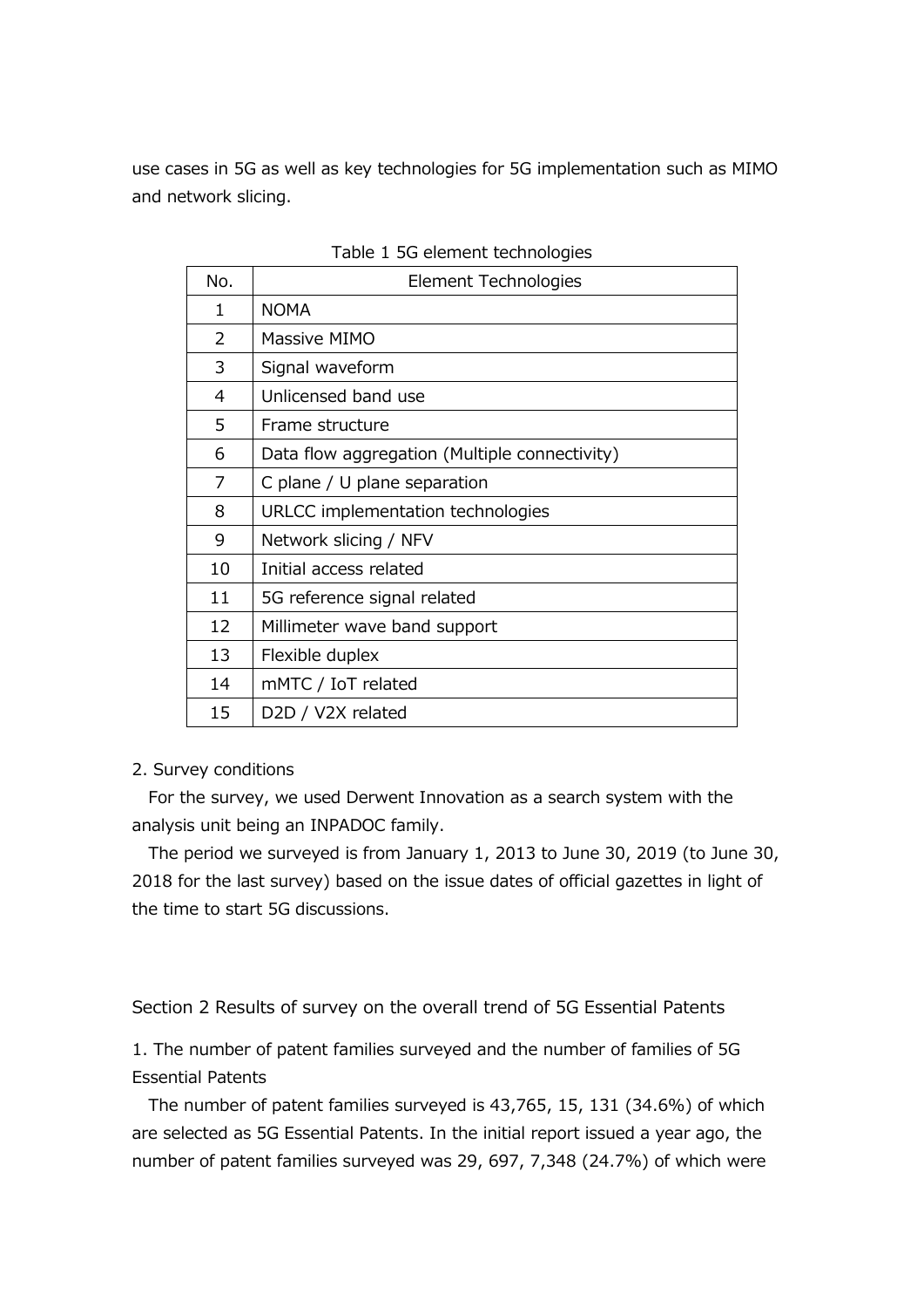use cases in 5G as well as key technologies for 5G implementation such as MIMO and network slicing.

Table 1 5G element technologies

| No. | Element Technologies |
|---|---|
| 1 | NOMA |
| 2 | Massive MIMO |
| 3 | Signal waveform |
| 4 | Unlicensed band use |
| 5 | Frame structure |
| 6 | Data flow aggregation (Multiple connectivity) |
| 7 | C plane / U plane separation |
| 8 | URLCC implementation technologies |
| 9 | Network slicing / NFV |
| 10 | Initial access related |
| 11 | 5G reference signal related |
| 12 | Millimeter wave band support |
| 13 | Flexible duplex |
| 14 | mMTC / IoT related |
| 15 | D2D / V2X related |

2. Survey conditions

For the survey, we used Derwent Innovation as a search system with the analysis unit being an INPADOC family.

The period we surveyed is from January 1, 2013 to June 30, 2019 (to June 30, 2018 for the last survey) based on the issue dates of official gazettes in light of the time to start 5G discussions.

## Section 2 Results of survey on the overall trend of 5G Essential Patents

### 1. The number of patent families surveyed and the number of families of 5G Essential Patents

The number of patent families surveyed is 43,765, 15, 131 (34.6%) of which are selected as 5G Essential Patents. In the initial report issued a year ago, the number of patent families surveyed was 29, 697, 7,348 (24.7%) of which were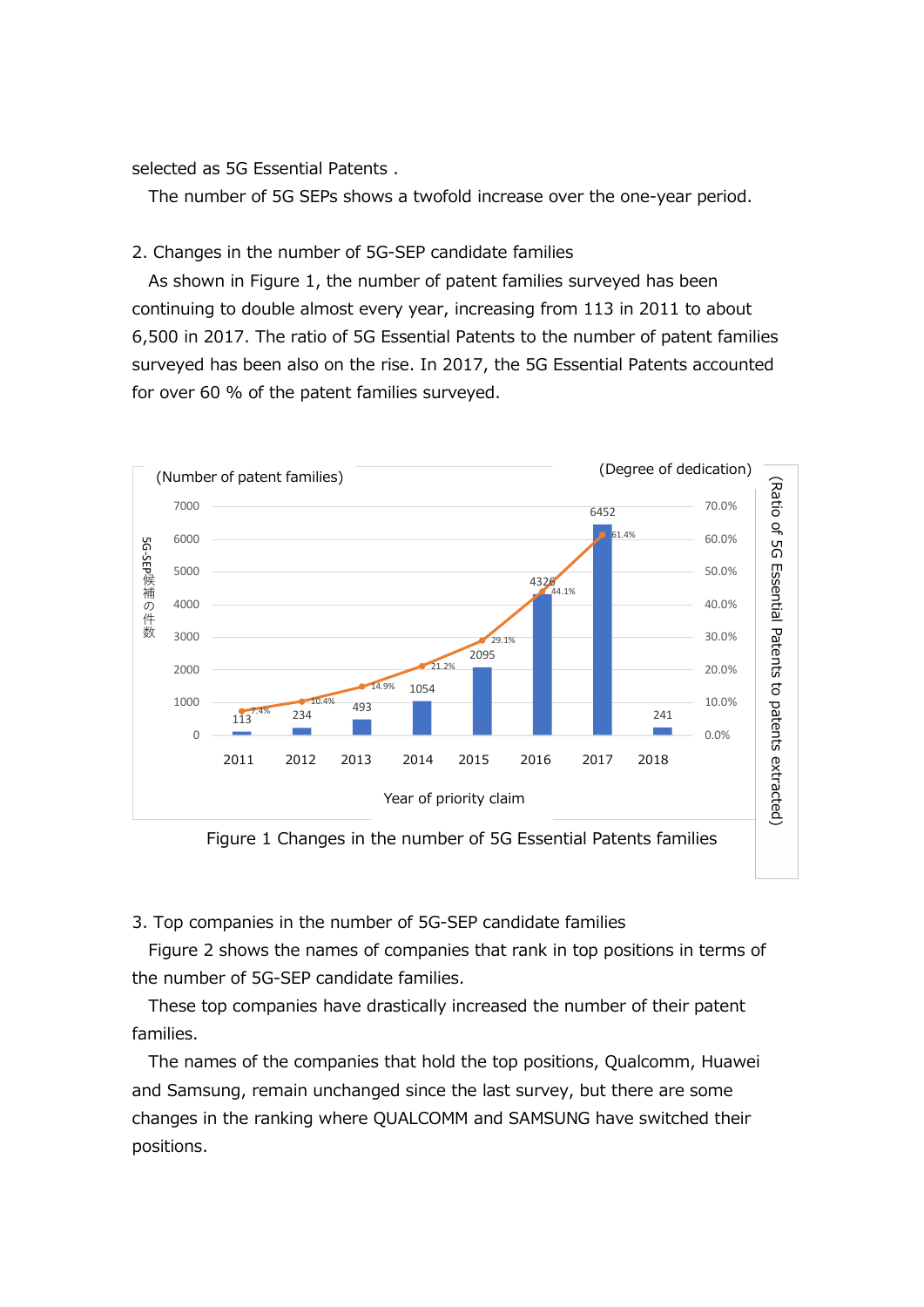selected as 5G Essential Patents .

The number of 5G SEPs shows a twofold increase over the one-year period.

## 2. Changes in the number of 5G-SEP candidate families

As shown in Figure 1, the number of patent families surveyed has been continuing to double almost every year, increasing from 113 in 2011 to about 6,500 in 2017. The ratio of 5G Essential Patents to the number of patent families surveyed has been also on the rise. In 2017, the 5G Essential Patents accounted for over 60 % of the patent families surveyed.

| Year of priority claim | Number of patent families (5G-SEP候補の件数) | Degree of dedication (Ratio of 5G Essential Patents to patents extracted) |
|---|---|---|
| 2011 | 113 | 7.4% |
| 2012 | 234 | 10.4% |
| 2013 | 493 | 14.9% |
| 2014 | 1054 | 21.2% |
| 2015 | 2095 | 29.1% |
| 2016 | 4326 | 44.1% |
| 2017 | 6452 | 61.4% |
| 2018 | 241 | |

Figure 1 Changes in the number of 5G Essential Patents families

## 3. Top companies in the number of 5G-SEP candidate families

Figure 2 shows the names of companies that rank in top positions in terms of the number of 5G-SEP candidate families.

These top companies have drastically increased the number of their patent families.

The names of the companies that hold the top positions, Qualcomm, Huawei and Samsung, remain unchanged since the last survey, but there are some changes in the ranking where QUALCOMM and SAMSUNG have switched their positions.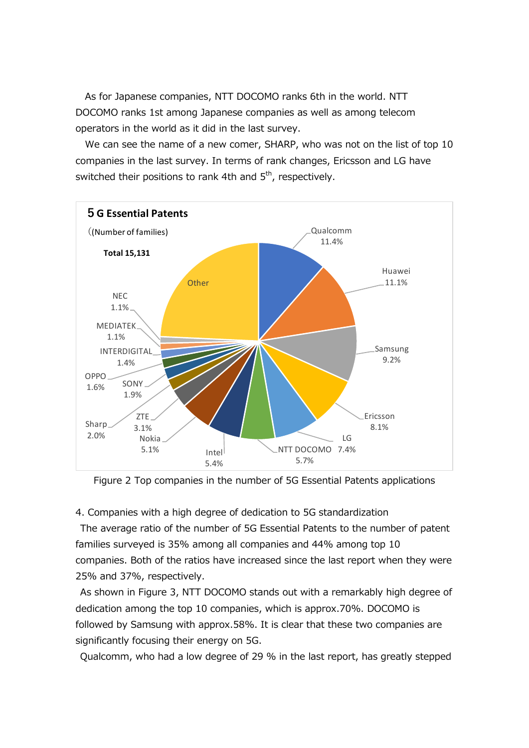As for Japanese companies, NTT DOCOMO ranks 6th in the world. NTT DOCOMO ranks 1st among Japanese companies as well as among telecom operators in the world as it did in the last survey.

We can see the name of a new comer, SHARP, who was not on the list of top 10 companies in the last survey. In terms of rank changes, Ericsson and LG have switched their positions to rank 4th and 5th, respectively.

**5 G Essential Patents**

((Number of families)

**Total 15,131**

| Company | Share |
|---|---|
| Qualcomm | 11.4% |
| Huawei | 11.1% |
| Samsung | 9.2% |
| Ericsson | 8.1% |
| LG | 7.4% |
| NTT DOCOMO | 5.7% |
| Intel | 5.4% |
| Nokia | 5.1% |
| ZTE | 3.1% |
| Sharp | 2.0% |
| SONY | 1.9% |
| OPPO | 1.6% |
| INTERDIGITAL | 1.4% |
| MEDIATEK | 1.1% |
| NEC | 1.1% |
| Other | |

Figure 2 Top companies in the number of 5G Essential Patents applications

4. Companies with a high degree of dedication to 5G standardization

The average ratio of the number of 5G Essential Patents to the number of patent families surveyed is 35% among all companies and 44% among top 10 companies. Both of the ratios have increased since the last report when they were 25% and 37%, respectively.

As shown in Figure 3, NTT DOCOMO stands out with a remarkably high degree of dedication among the top 10 companies, which is approx.70%. DOCOMO is followed by Samsung with approx.58%. It is clear that these two companies are significantly focusing their energy on 5G.

Qualcomm, who had a low degree of 29 % in the last report, has greatly stepped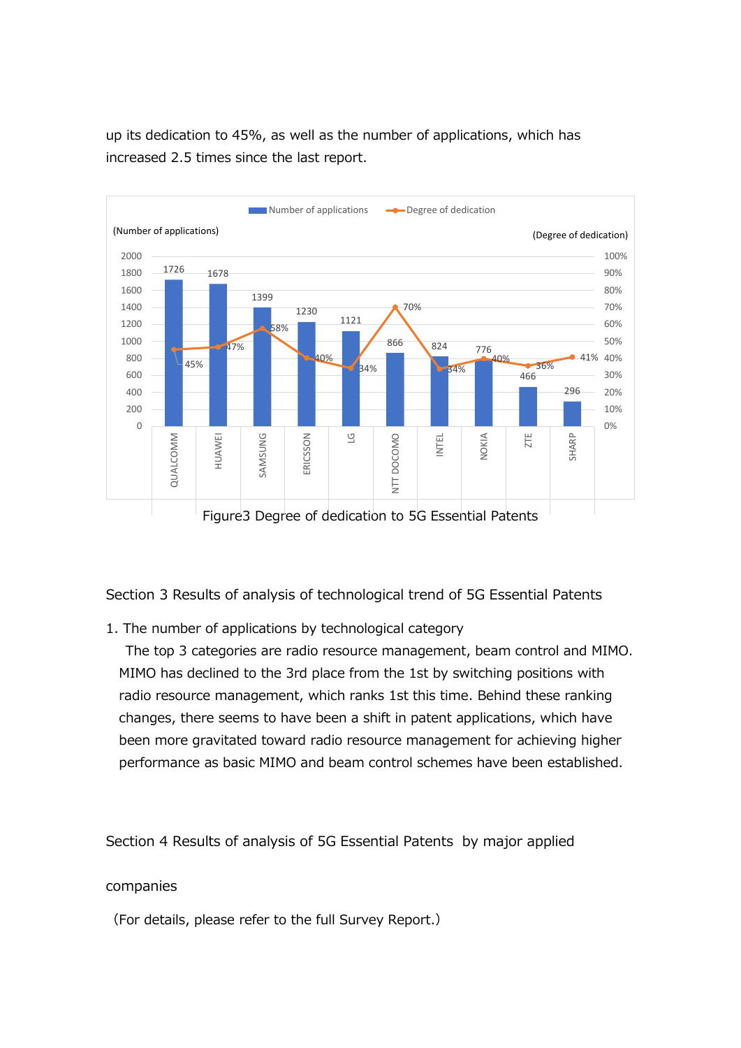up its dedication to 45%, as well as the number of applications, which has increased 2.5 times since the last report.

| Company | Number of applications | Degree of dedication |
|---|---|---|
| QUALCOMM | 1726 | 45% |
| HUAWEI | 1678 | 47% |
| SAMSUNG | 1399 | 58% |
| ERICSSON | 1230 | 40% |
| LG | 1121 | 34% |
| NTT DOCOMO | 866 | 70% |
| INTEL | 824 | 34% |
| NOKIA | 776 | 40% |
| ZTE | 466 | 36% |
| SHARP | 296 | 41% |

Figure3 Degree of dedication to 5G Essential Patents

## Section 3 Results of analysis of technological trend of 5G Essential Patents

1. The number of applications by technological category

The top 3 categories are radio resource management, beam control and MIMO. MIMO has declined to the 3rd place from the 1st by switching positions with radio resource management, which ranks 1st this time. Behind these ranking changes, there seems to have been a shift in patent applications, which have been more gravitated toward radio resource management for achieving higher performance as basic MIMO and beam control schemes have been established.

## Section 4 Results of analysis of 5G Essential Patents by major applied companies

(For details, please refer to the full Survey Report.)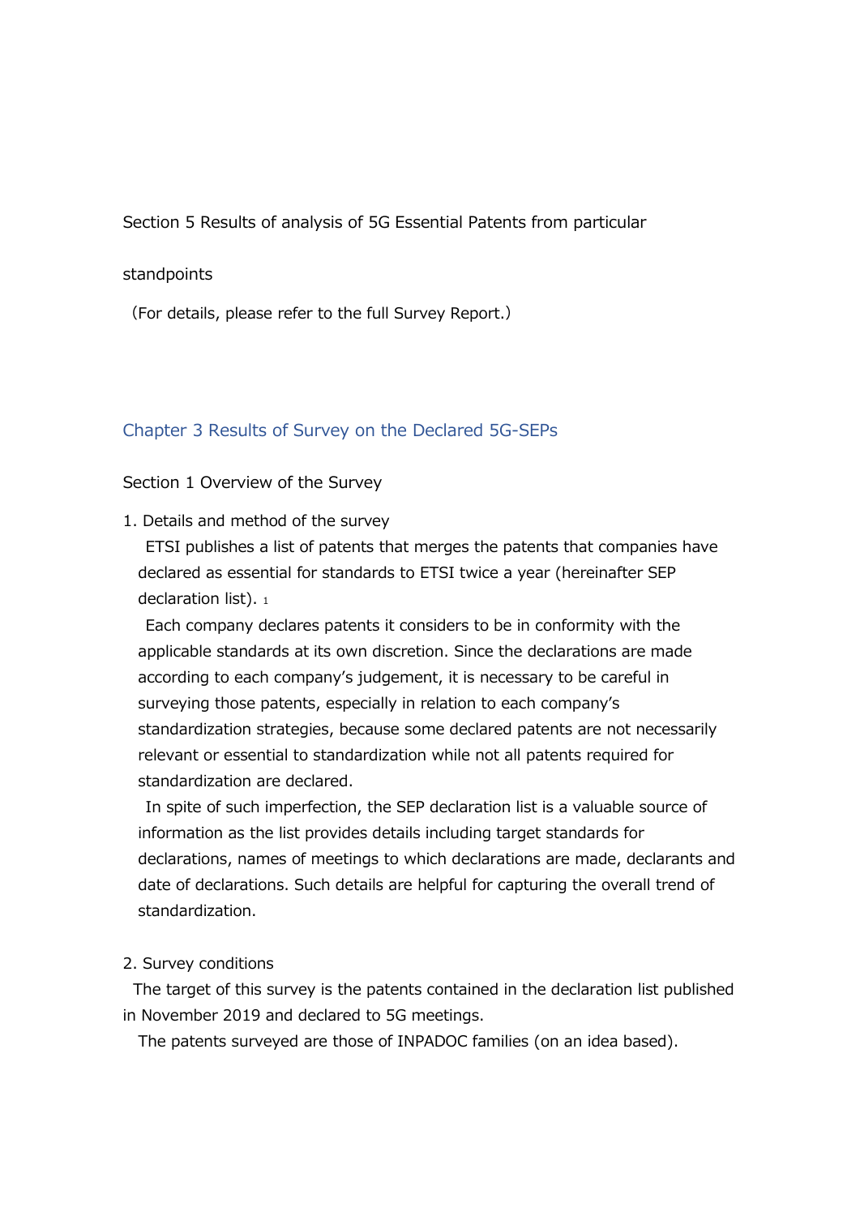Section 5 Results of analysis of 5G Essential Patents from particular standpoints

（For details, please refer to the full Survey Report.）

## Chapter 3 Results of Survey on the Declared 5G-SEPs

### Section 1 Overview of the Survey

1. Details and method of the survey

ETSI publishes a list of patents that merges the patents that companies have declared as essential for standards to ETSI twice a year (hereinafter SEP declaration list). [1]

Each company declares patents it considers to be in conformity with the applicable standards at its own discretion. Since the declarations are made according to each company's judgement, it is necessary to be careful in surveying those patents, especially in relation to each company's standardization strategies, because some declared patents are not necessarily relevant or essential to standardization while not all patents required for standardization are declared.

In spite of such imperfection, the SEP declaration list is a valuable source of information as the list provides details including target standards for declarations, names of meetings to which declarations are made, declarants and date of declarations. Such details are helpful for capturing the overall trend of standardization.

2. Survey conditions

The target of this survey is the patents contained in the declaration list published in November 2019 and declared to 5G meetings.

The patents surveyed are those of INPADOC families (on an idea based).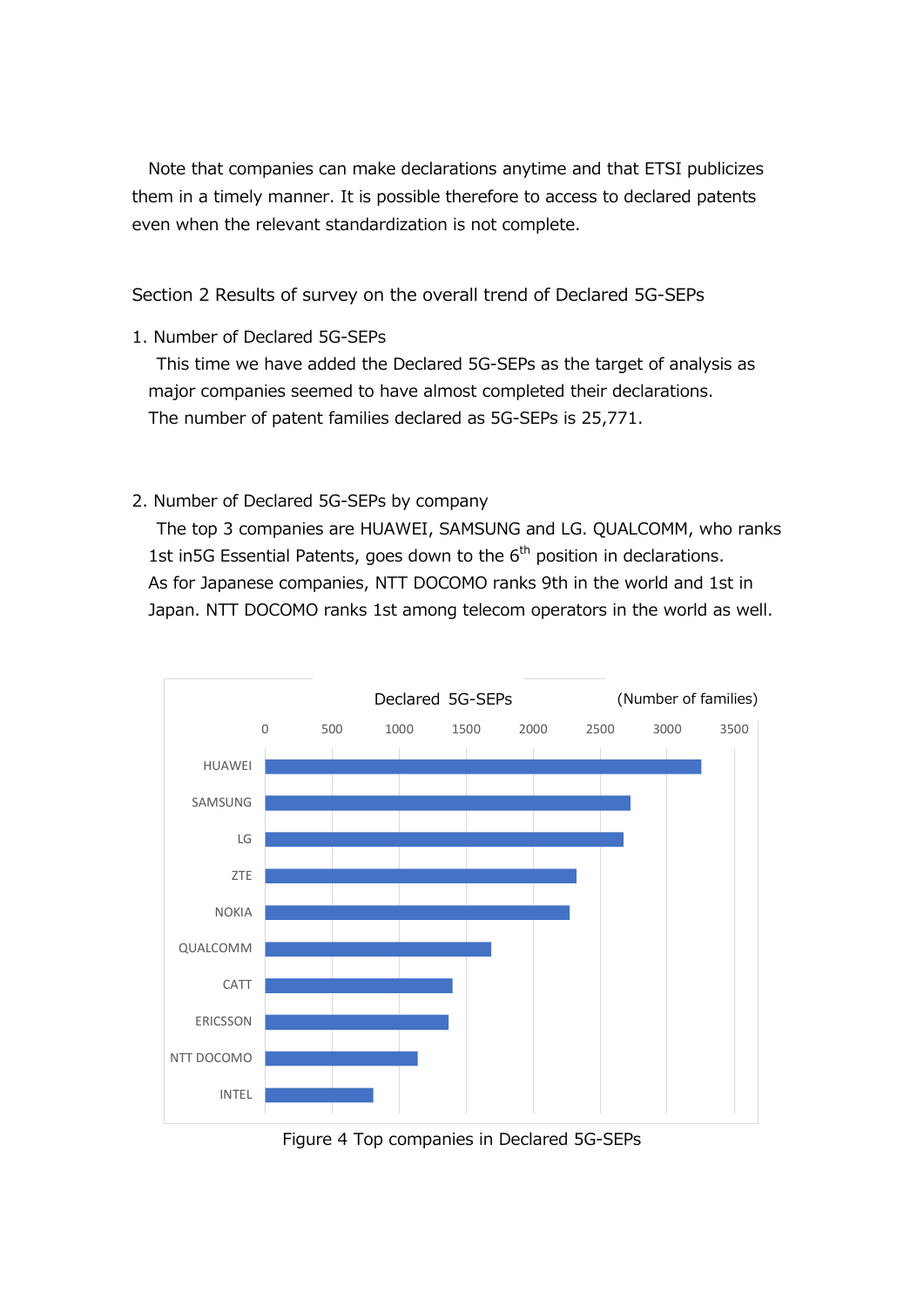Note that companies can make declarations anytime and that ETSI publicizes them in a timely manner. It is possible therefore to access to declared patents even when the relevant standardization is not complete.

## Section 2 Results of survey on the overall trend of Declared 5G-SEPs

### 1. Number of Declared 5G-SEPs

This time we have added the Declared 5G-SEPs as the target of analysis as major companies seemed to have almost completed their declarations.

The number of patent families declared as 5G-SEPs is 25,771.

### 2. Number of Declared 5G-SEPs by company

The top 3 companies are HUAWEI, SAMSUNG and LG. QUALCOMM, who ranks 1st in5G Essential Patents, goes down to the 6th position in declarations.

As for Japanese companies, NTT DOCOMO ranks 9th in the world and 1st in Japan. NTT DOCOMO ranks 1st among telecom operators in the world as well.

Declared 5G-SEPs (Number of families)

| Company | Approx. number of families |
|---|---|
| HUAWEI | ~3250 |
| SAMSUNG | ~2720 |
| LG | ~2670 |
| ZTE | ~2320 |
| NOKIA | ~2270 |
| QUALCOMM | ~1690 |
| CATT | ~1400 |
| ERICSSON | ~1370 |
| NTT DOCOMO | ~1140 |
| INTEL | ~810 |

Figure 4 Top companies in Declared 5G-SEPs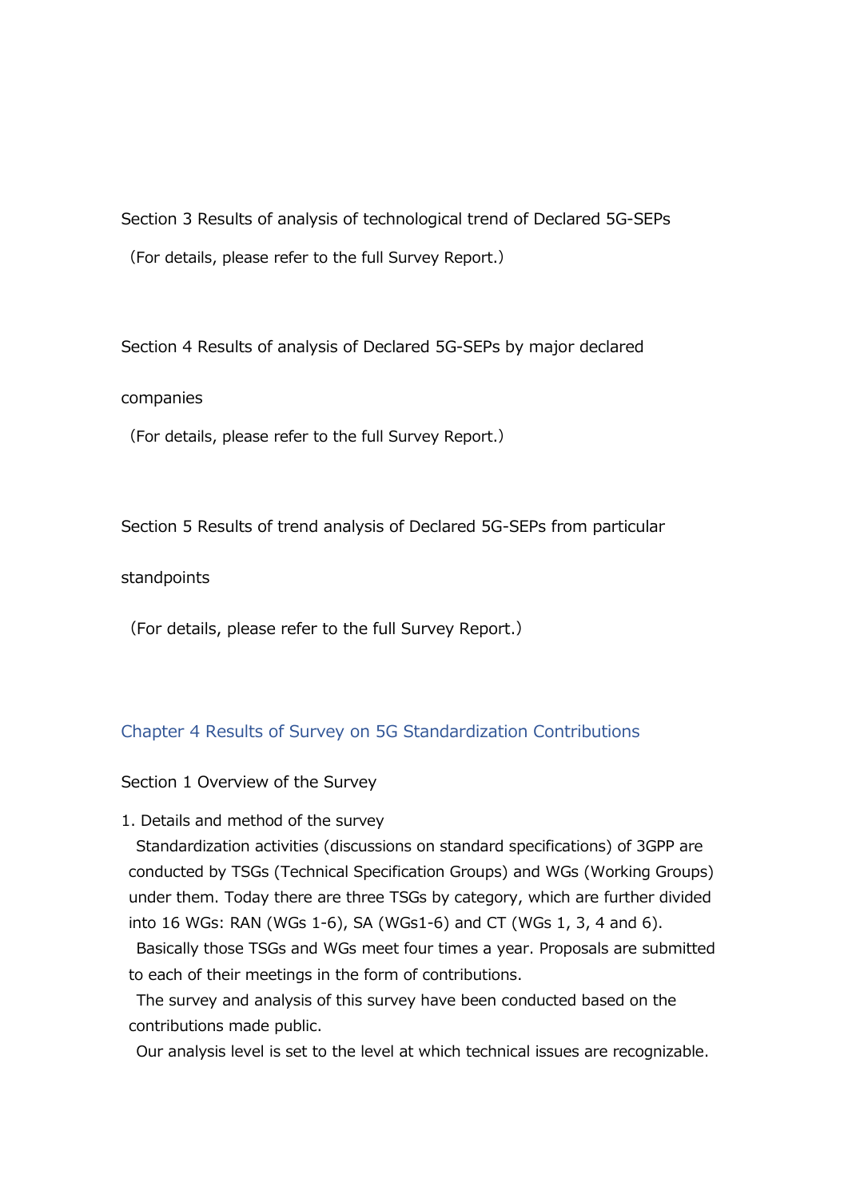### Section 3 Results of analysis of technological trend of Declared 5G-SEPs

（For details, please refer to the full Survey Report.）

### Section 4 Results of analysis of Declared 5G-SEPs by major declared companies

（For details, please refer to the full Survey Report.）

### Section 5 Results of trend analysis of Declared 5G-SEPs from particular standpoints

（For details, please refer to the full Survey Report.）

## Chapter 4 Results of Survey on 5G Standardization Contributions

### Section 1 Overview of the Survey

1. Details and method of the survey

Standardization activities (discussions on standard specifications) of 3GPP are conducted by TSGs (Technical Specification Groups) and WGs (Working Groups) under them. Today there are three TSGs by category, which are further divided into 16 WGs: RAN (WGs 1-6), SA (WGs1-6) and CT (WGs 1, 3, 4 and 6).

Basically those TSGs and WGs meet four times a year. Proposals are submitted to each of their meetings in the form of contributions.

The survey and analysis of this survey have been conducted based on the contributions made public.

Our analysis level is set to the level at which technical issues are recognizable.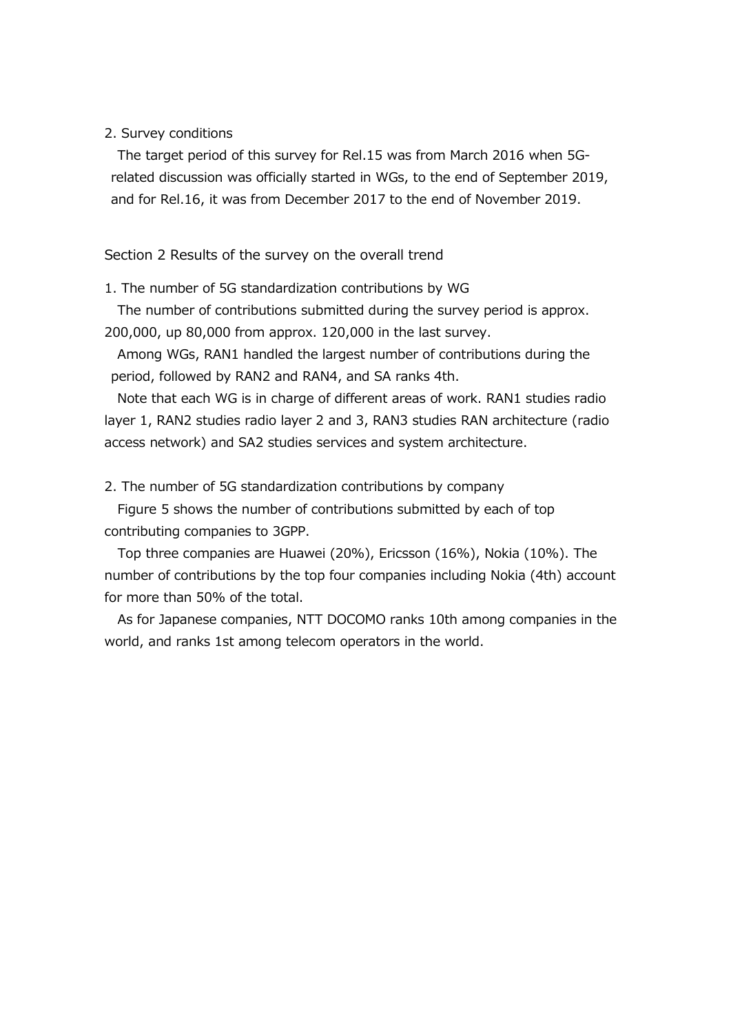2. Survey conditions

The target period of this survey for Rel.15 was from March 2016 when 5G-related discussion was officially started in WGs, to the end of September 2019, and for Rel.16, it was from December 2017 to the end of November 2019.

## Section 2 Results of the survey on the overall trend

1. The number of 5G standardization contributions by WG

The number of contributions submitted during the survey period is approx. 200,000, up 80,000 from approx. 120,000 in the last survey.

Among WGs, RAN1 handled the largest number of contributions during the period, followed by RAN2 and RAN4, and SA ranks 4th.

Note that each WG is in charge of different areas of work. RAN1 studies radio layer 1, RAN2 studies radio layer 2 and 3, RAN3 studies RAN architecture (radio access network) and SA2 studies services and system architecture.

2. The number of 5G standardization contributions by company

Figure 5 shows the number of contributions submitted by each of top contributing companies to 3GPP.

Top three companies are Huawei (20%), Ericsson (16%), Nokia (10%). The number of contributions by the top four companies including Nokia (4th) account for more than 50% of the total.

As for Japanese companies, NTT DOCOMO ranks 10th among companies in the world, and ranks 1st among telecom operators in the world.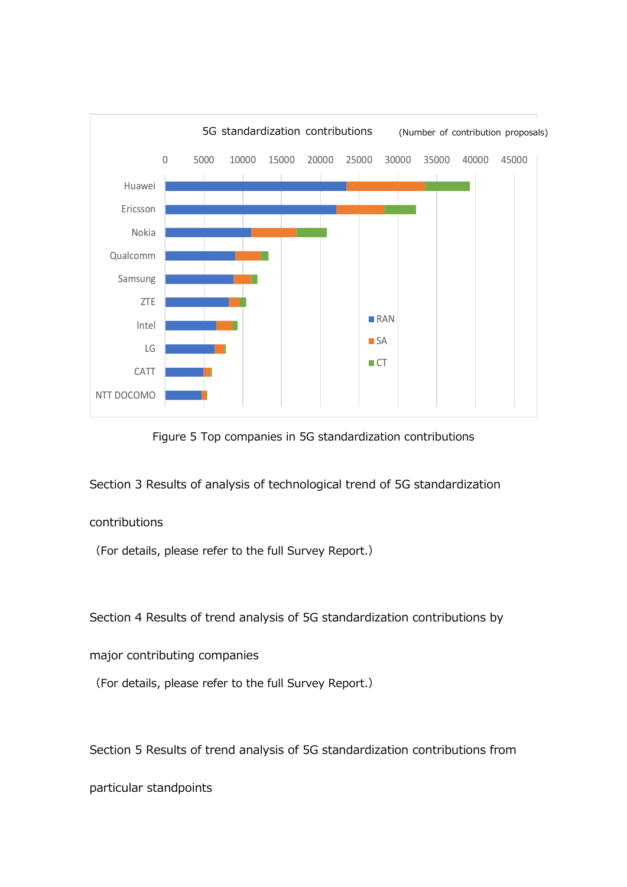5G standardization contributions (Number of contribution proposals)

| Company | RAN | SA | CT |
|---|---|---|---|
| Huawei | | | |
| Ericsson | | | |
| Nokia | | | |
| Qualcomm | | | |
| Samsung | | | |
| ZTE | | | |
| Intel | | | |
| LG | | | |
| CATT | | | |
| NTT DOCOMO | | | |

Figure 5 Top companies in 5G standardization contributions

## Section 3 Results of analysis of technological trend of 5G standardization contributions

(For details, please refer to the full Survey Report.)

## Section 4 Results of trend analysis of 5G standardization contributions by major contributing companies

(For details, please refer to the full Survey Report.)

## Section 5 Results of trend analysis of 5G standardization contributions from particular standpoints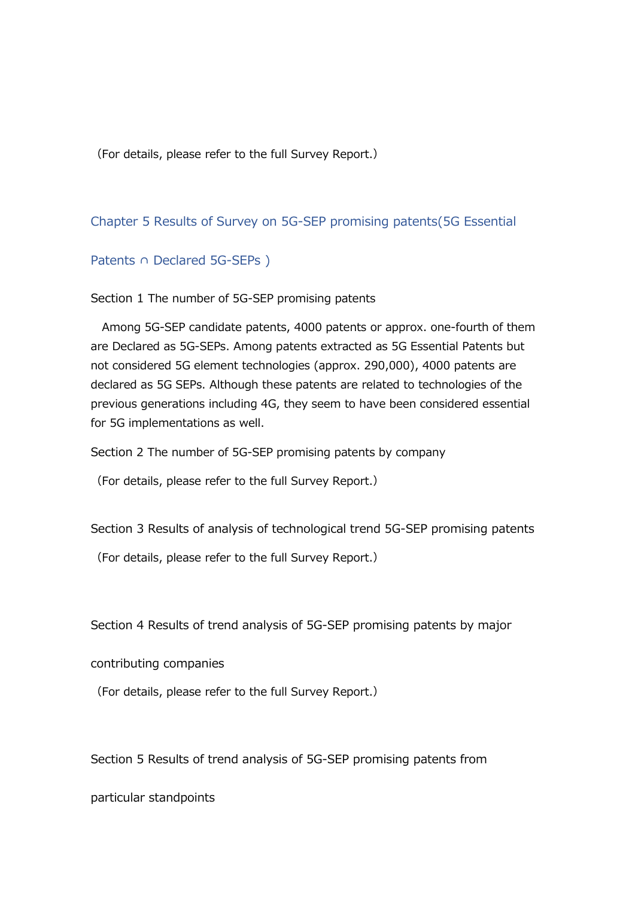（For details, please refer to the full Survey Report.）

## Chapter 5 Results of Survey on 5G-SEP promising patents(5G Essential Patents ∩ Declared 5G-SEPs )

### Section 1 The number of 5G-SEP promising patents

Among 5G-SEP candidate patents, 4000 patents or approx. one-fourth of them are Declared as 5G-SEPs. Among patents extracted as 5G Essential Patents but not considered 5G element technologies (approx. 290,000), 4000 patents are declared as 5G SEPs. Although these patents are related to technologies of the previous generations including 4G, they seem to have been considered essential for 5G implementations as well.

### Section 2 The number of 5G-SEP promising patents by company

（For details, please refer to the full Survey Report.）

### Section 3 Results of analysis of technological trend 5G-SEP promising patents

（For details, please refer to the full Survey Report.）

### Section 4 Results of trend analysis of 5G-SEP promising patents by major contributing companies

（For details, please refer to the full Survey Report.）

### Section 5 Results of trend analysis of 5G-SEP promising patents from particular standpoints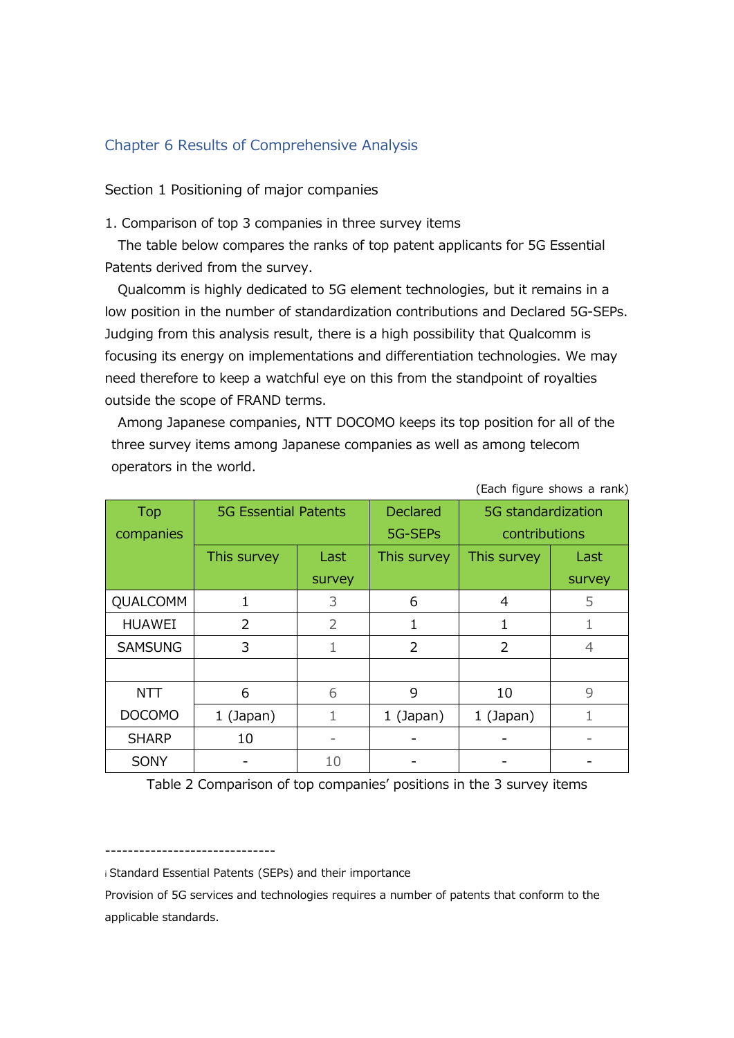## Chapter 6 Results of Comprehensive Analysis

### Section 1 Positioning of major companies

1. Comparison of top 3 companies in three survey items

The table below compares the ranks of top patent applicants for 5G Essential Patents derived from the survey.

Qualcomm is highly dedicated to 5G element technologies, but it remains in a low position in the number of standardization contributions and Declared 5G-SEPs. Judging from this analysis result, there is a high possibility that Qualcomm is focusing its energy on implementations and differentiation technologies. We may need therefore to keep a watchful eye on this from the standpoint of royalties outside the scope of FRAND terms.

Among Japanese companies, NTT DOCOMO keeps its top position for all of the three survey items among Japanese companies as well as among telecom operators in the world.

(Each figure shows a rank)

| Top companies | 5G Essential Patents | | Declared 5G-SEPs | 5G standardization contributions | |
|---|---|---|---|---|---|
| | This survey | Last survey | This survey | This survey | Last survey |
| QUALCOMM | 1 | 3 | 6 | 4 | 5 |
| HUAWEI | 2 | 2 | 1 | 1 | 1 |
| SAMSUNG | 3 | 1 | 2 | 2 | 4 |
| | | | | | |
| NTT DOCOMO | 6 | 6 | 9 | 10 | 9 |
| | 1 (Japan) | 1 | 1 (Japan) | 1 (Japan) | 1 |
| SHARP | 10 | - | - | - | - |
| SONY | - | 10 | - | - | - |

Table 2 Comparison of top companies' positions in the 3 survey items

------------------------------

i Standard Essential Patents (SEPs) and their importance

Provision of 5G services and technologies requires a number of patents that conform to the applicable standards.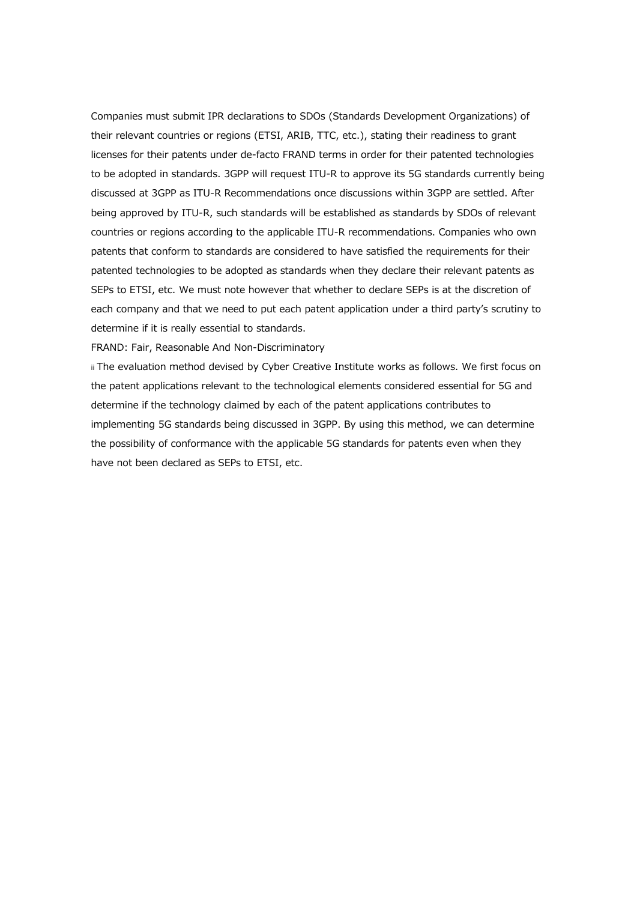Companies must submit IPR declarations to SDOs (Standards Development Organizations) of their relevant countries or regions (ETSI, ARIB, TTC, etc.), stating their readiness to grant licenses for their patents under de-facto FRAND terms in order for their patented technologies to be adopted in standards. 3GPP will request ITU-R to approve its 5G standards currently being discussed at 3GPP as ITU-R Recommendations once discussions within 3GPP are settled. After being approved by ITU-R, such standards will be established as standards by SDOs of relevant countries or regions according to the applicable ITU-R recommendations. Companies who own patents that conform to standards are considered to have satisfied the requirements for their patented technologies to be adopted as standards when they declare their relevant patents as SEPs to ETSI, etc. We must note however that whether to declare SEPs is at the discretion of each company and that we need to put each patent application under a third party's scrutiny to determine if it is really essential to standards.

FRAND: Fair, Reasonable And Non-Discriminatory

[ii] The evaluation method devised by Cyber Creative Institute works as follows. We first focus on the patent applications relevant to the technological elements considered essential for 5G and determine if the technology claimed by each of the patent applications contributes to implementing 5G standards being discussed in 3GPP. By using this method, we can determine the possibility of conformance with the applicable 5G standards for patents even when they have not been declared as SEPs to ETSI, etc.